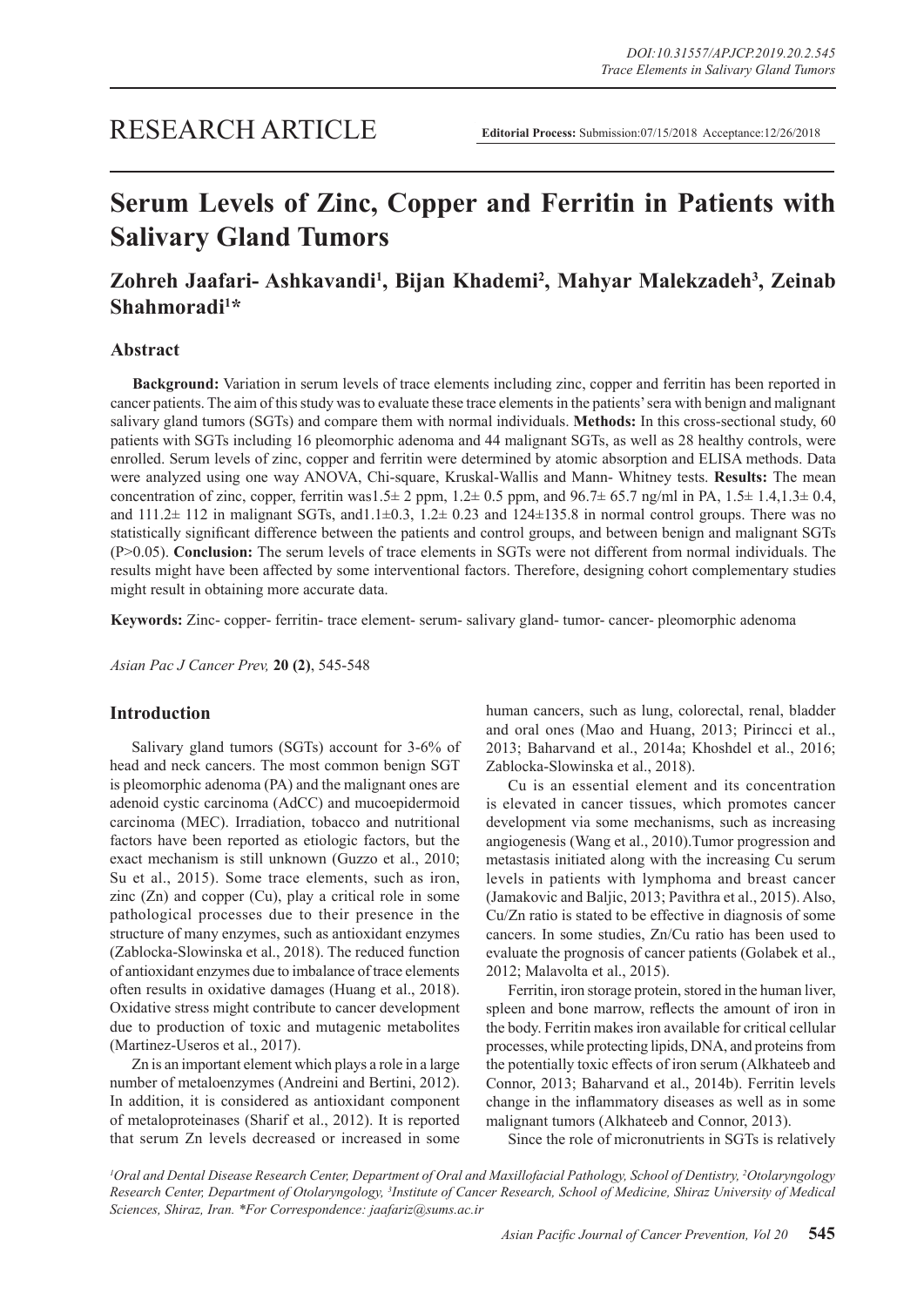RESEARCH ARTICLE

**Editorial Process:** Submission:07/15/2018 Acceptance:12/26/2018

# Serum Levels of Zinc, Copper and Ferritin in Patients with Salivary Gland Tumors

## Zohreh Jaafari- Ashkavandi[1], Bijan Khademi[2], Mahyar Malekzadeh[3], Zeinab Shahmoradi[1]*

### Abstract

**Background:** Variation in serum levels of trace elements including zinc, copper and ferritin has been reported in cancer patients. The aim of this study was to evaluate these trace elements in the patients' sera with benign and malignant salivary gland tumors (SGTs) and compare them with normal individuals. **Methods:** In this cross-sectional study, 60 patients with SGTs including 16 pleomorphic adenoma and 44 malignant SGTs, as well as 28 healthy controls, were enrolled. Serum levels of zinc, copper and ferritin were determined by atomic absorption and ELISA methods. Data were analyzed using one way ANOVA, Chi-square, Kruskal-Wallis and Mann- Whitney tests. **Results:** The mean concentration of zinc, copper, ferritin was1.5± 2 ppm, 1.2± 0.5 ppm, and 96.7± 65.7 ng/ml in PA, 1.5± 1.4,1.3± 0.4, and 111.2± 112 in malignant SGTs, and1.1±0.3, 1.2± 0.23 and 124±135.8 in normal control groups. There was no statistically significant difference between the patients and control groups, and between benign and malignant SGTs (P>0.05). **Conclusion:** The serum levels of trace elements in SGTs were not different from normal individuals. The results might have been affected by some interventional factors. Therefore, designing cohort complementary studies might result in obtaining more accurate data.

**Keywords:** Zinc- copper- ferritin- trace element- serum- salivary gland- tumor- cancer- pleomorphic adenoma

*Asian Pac J Cancer Prev,* **20 (2)**, 545-548

### Introduction

Salivary gland tumors (SGTs) account for 3-6% of head and neck cancers. The most common benign SGT is pleomorphic adenoma (PA) and the malignant ones are adenoid cystic carcinoma (AdCC) and mucoepidermoid carcinoma (MEC). Irradiation, tobacco and nutritional factors have been reported as etiologic factors, but the exact mechanism is still unknown (Guzzo et al., 2010; Su et al., 2015). Some trace elements, such as iron, zinc (Zn) and copper (Cu), play a critical role in some pathological processes due to their presence in the structure of many enzymes, such as antioxidant enzymes (Zablocka-Slowinska et al., 2018). The reduced function of antioxidant enzymes due to imbalance of trace elements often results in oxidative damages (Huang et al., 2018). Oxidative stress might contribute to cancer development due to production of toxic and mutagenic metabolites (Martinez-Useros et al., 2017).

Zn is an important element which plays a role in a large number of metaloenzymes (Andreini and Bertini, 2012). In addition, it is considered as antioxidant component of metaloproteinases (Sharif et al., 2012). It is reported that serum Zn levels decreased or increased in some human cancers, such as lung, colorectal, renal, bladder and oral ones (Mao and Huang, 2013; Pirincci et al., 2013; Baharvand et al., 2014a; Khoshdel et al., 2016; Zablocka-Slowinska et al., 2018).

Cu is an essential element and its concentration is elevated in cancer tissues, which promotes cancer development via some mechanisms, such as increasing angiogenesis (Wang et al., 2010).Tumor progression and metastasis initiated along with the increasing Cu serum levels in patients with lymphoma and breast cancer (Jamakovic and Baljic, 2013; Pavithra et al., 2015). Also, Cu/Zn ratio is stated to be effective in diagnosis of some cancers. In some studies, Zn/Cu ratio has been used to evaluate the prognosis of cancer patients (Golabek et al., 2012; Malavolta et al., 2015).

Ferritin, iron storage protein, stored in the human liver, spleen and bone marrow, reflects the amount of iron in the body. Ferritin makes iron available for critical cellular processes, while protecting lipids, DNA, and proteins from the potentially toxic effects of iron serum (Alkhateeb and Connor, 2013; Baharvand et al., 2014b). Ferritin levels change in the inflammatory diseases as well as in some malignant tumors (Alkhateeb and Connor, 2013).

Since the role of micronutrients in SGTs is relatively

[1]Oral and Dental Disease Research Center, Department of Oral and Maxillofacial Pathology, School of Dentistry, [2]Otolaryngology Research Center, Department of Otolaryngology, [3]Institute of Cancer Research, School of Medicine, Shiraz University of Medical Sciences, Shiraz, Iran. *For Correspondence: jaafariz@sums.ac.ir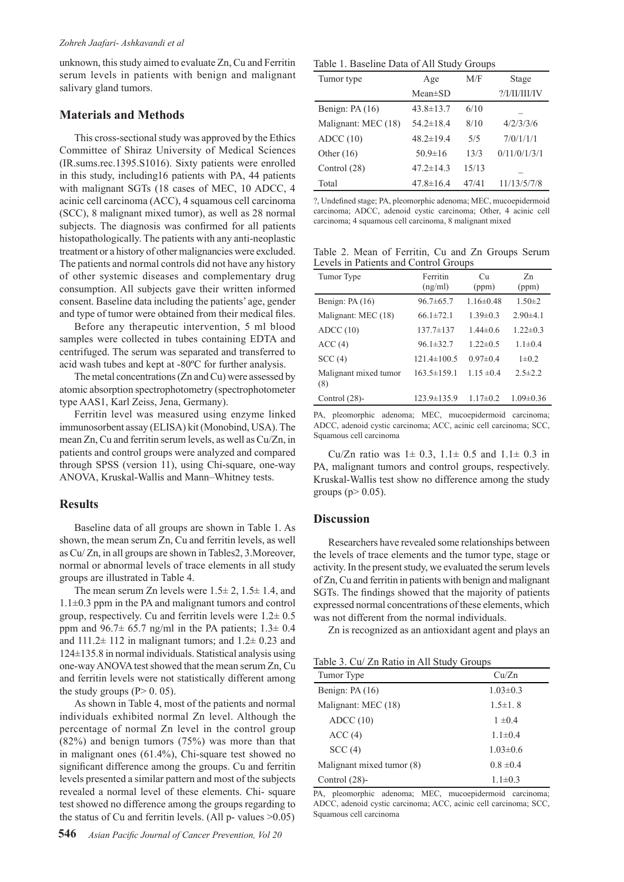unknown, this study aimed to evaluate Zn, Cu and Ferritin serum levels in patients with benign and malignant salivary gland tumors.

## Materials and Methods

This cross-sectional study was approved by the Ethics Committee of Shiraz University of Medical Sciences (IR.sums.rec.1395.S1016). Sixty patients were enrolled in this study, including16 patients with PA, 44 patients with malignant SGTs (18 cases of MEC, 10 ADCC, 4 acinic cell carcinoma (ACC), 4 squamous cell carcinoma (SCC), 8 malignant mixed tumor), as well as 28 normal subjects. The diagnosis was confirmed for all patients histopathologically. The patients with any anti-neoplastic treatment or a history of other malignancies were excluded. The patients and normal controls did not have any history of other systemic diseases and complementary drug consumption. All subjects gave their written informed consent. Baseline data including the patients' age, gender and type of tumor were obtained from their medical files.

Before any therapeutic intervention, 5 ml blood samples were collected in tubes containing EDTA and centrifuged. The serum was separated and transferred to acid wash tubes and kept at -80ºC for further analysis.

The metal concentrations (Zn and Cu) were assessed by atomic absorption spectrophotometry (spectrophotometer type AAS1, Karl Zeiss, Jena, Germany).

Ferritin level was measured using enzyme linked immunosorbent assay (ELISA) kit (Monobind, USA). The mean Zn, Cu and ferritin serum levels, as well as Cu/Zn, in patients and control groups were analyzed and compared through SPSS (version 11), using Chi-square, one-way ANOVA, Kruskal-Wallis and Mann–Whitney tests.

## Results

Baseline data of all groups are shown in Table 1. As shown, the mean serum Zn, Cu and ferritin levels, as well as Cu/ Zn, in all groups are shown in Tables2, 3.Moreover, normal or abnormal levels of trace elements in all study groups are illustrated in Table 4.

The mean serum Zn levels were 1.5± 2, 1.5± 1.4, and 1.1±0.3 ppm in the PA and malignant tumors and control group, respectively. Cu and ferritin levels were 1.2± 0.5 ppm and 96.7± 65.7 ng/ml in the PA patients; 1.3± 0.4 and 111.2± 112 in malignant tumors; and 1.2± 0.23 and 124±135.8 in normal individuals. Statistical analysis using one-way ANOVA test showed that the mean serum Zn, Cu and ferritin levels were not statistically different among the study groups (P> 0. 05).

As shown in Table 4, most of the patients and normal individuals exhibited normal Zn level. Although the percentage of normal Zn level in the control group (82%) and benign tumors (75%) was more than that in malignant ones (61.4%), Chi-square test showed no significant difference among the groups. Cu and ferritin levels presented a similar pattern and most of the subjects revealed a normal level of these elements. Chi- square test showed no difference among the groups regarding to the status of Cu and ferritin levels. (All p- values >0.05)

Table 1. Baseline Data of All Study Groups

| Tumor type | Age Mean±SD | M/F | Stage ?/I/II/III/IV |
|---|---|---|---|
| Benign: PA (16) | 43.8±13.7 | 6/10 | _ |
| Malignant: MEC (18) | 54.2±18.4 | 8/10 | 4/2/3/3/6 |
| ADCC (10) | 48.2±19.4 | 5/5 | 7/0/1/1/1 |
| Other (16) | 50.9±16 | 13/3 | 0/11/0/1/3/1 |
| Control (28) | 47.2±14.3 | 15/13 | _ |
| Total | 47.8±16.4 | 47/41 | 11/13/5/7/8 |

?, Undefined stage; PA, pleomorphic adenoma; MEC, mucoepidermoid carcinoma; ADCC, adenoid cystic carcinoma; Other, 4 acinic cell carcinoma; 4 squamous cell carcinoma, 8 malignant mixed

Table 2. Mean of Ferritin, Cu and Zn Groups Serum Levels in Patients and Control Groups

| Tumor Type | Ferritin (ng/ml) | Cu (ppm) | Zn (ppm) |
|---|---|---|---|
| Benign: PA (16) | 96.7±65.7 | 1.16±0.48 | 1.50±2 |
| Malignant: MEC (18) | 66.1±72.1 | 1.39±0.3 | 2.90±4.1 |
| ADCC (10) | 137.7±137 | 1.44±0.6 | 1.22±0.3 |
| ACC (4) | 96.1±32.7 | 1.22±0.5 | 1.1±0.4 |
| SCC (4) | 121.4±100.5 | 0.97±0.4 | 1±0.2 |
| Malignant mixed tumor (8) | 163.5±159.1 | 1.15 ±0.4 | 2.5±2.2 |
| Control (28)- | 123.9±135.9 | 1.17±0.2 | 1.09±0.36 |

PA, pleomorphic adenoma; MEC, mucoepidermoid carcinoma; ADCC, adenoid cystic carcinoma; ACC, acinic cell carcinoma; SCC, Squamous cell carcinoma

Cu/Zn ratio was 1± 0.3, 1.1± 0.5 and 1.1± 0.3 in PA, malignant tumors and control groups, respectively. Kruskal-Wallis test show no difference among the study groups (p> 0.05).

## Discussion

Researchers have revealed some relationships between the levels of trace elements and the tumor type, stage or activity. In the present study, we evaluated the serum levels of Zn, Cu and ferritin in patients with benign and malignant SGTs. The findings showed that the majority of patients expressed normal concentrations of these elements, which was not different from the normal individuals.

Zn is recognized as an antioxidant agent and plays an

Table 3. Cu/ Zn Ratio in All Study Groups

| Tumor Type | Cu/Zn |
|---|---|
| Benign: PA (16) | 1.03±0.3 |
| Malignant: MEC (18) | 1.5±1. 8 |
| ADCC (10) | 1 ±0.4 |
| ACC (4) | 1.1±0.4 |
| SCC (4) | 1.03±0.6 |
| Malignant mixed tumor (8) | 0.8 ±0.4 |
| Control (28)- | 1.1±0.3 |

PA, pleomorphic adenoma; MEC, mucoepidermoid carcinoma; ADCC, adenoid cystic carcinoma; ACC, acinic cell carcinoma; SCC, Squamous cell carcinoma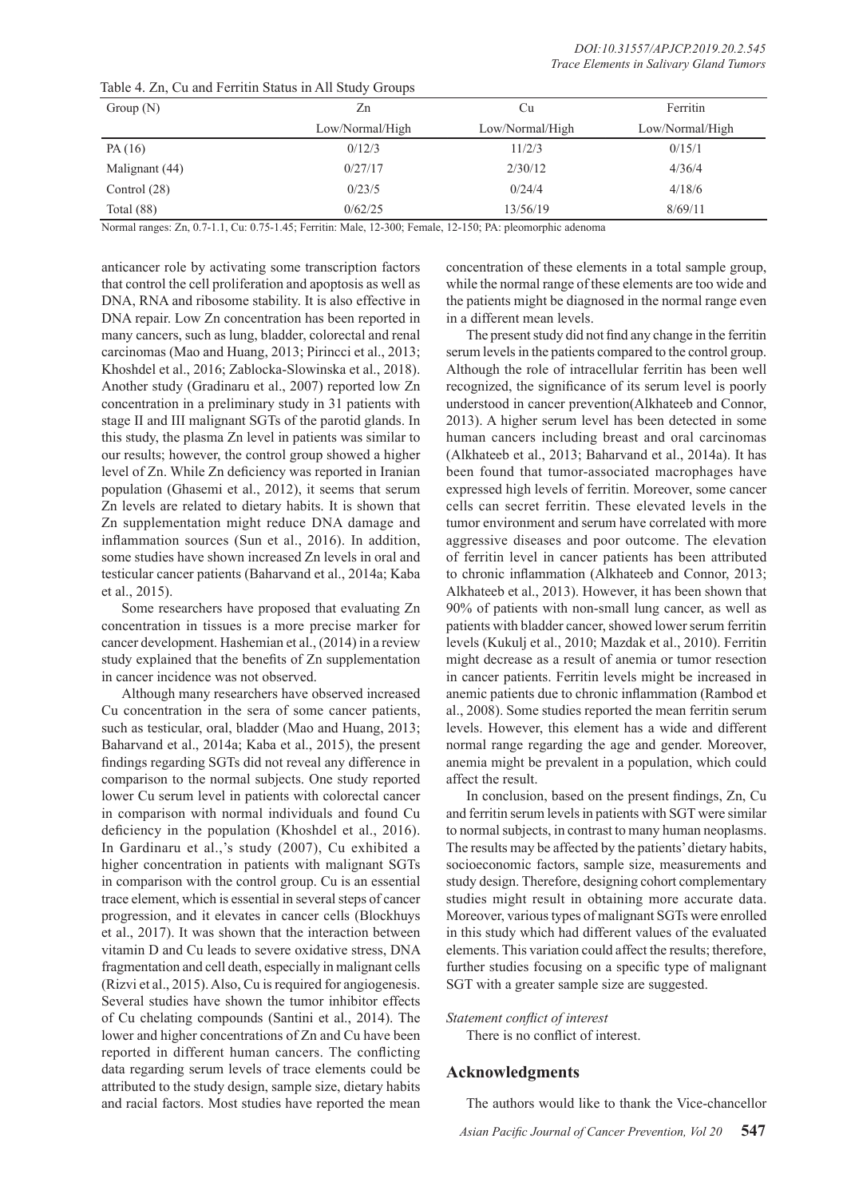Table 4. Zn, Cu and Ferritin Status in All Study Groups

| Group (N) | Zn | Cu | Ferritin |
|---|---|---|---|
| | Low/Normal/High | Low/Normal/High | Low/Normal/High |
| PA (16) | 0/12/3 | 11/2/3 | 0/15/1 |
| Malignant (44) | 0/27/17 | 2/30/12 | 4/36/4 |
| Control (28) | 0/23/5 | 0/24/4 | 4/18/6 |
| Total (88) | 0/62/25 | 13/56/19 | 8/69/11 |

Normal ranges: Zn, 0.7-1.1, Cu: 0.75-1.45; Ferritin: Male, 12-300; Female, 12-150; PA: pleomorphic adenoma

anticancer role by activating some transcription factors that control the cell proliferation and apoptosis as well as DNA, RNA and ribosome stability. It is also effective in DNA repair. Low Zn concentration has been reported in many cancers, such as lung, bladder, colorectal and renal carcinomas (Mao and Huang, 2013; Pirincci et al., 2013; Khoshdel et al., 2016; Zablocka-Slowinska et al., 2018). Another study (Gradinaru et al., 2007) reported low Zn concentration in a preliminary study in 31 patients with stage II and III malignant SGTs of the parotid glands. In this study, the plasma Zn level in patients was similar to our results; however, the control group showed a higher level of Zn. While Zn deficiency was reported in Iranian population (Ghasemi et al., 2012), it seems that serum Zn levels are related to dietary habits. It is shown that Zn supplementation might reduce DNA damage and inflammation sources (Sun et al., 2016). In addition, some studies have shown increased Zn levels in oral and testicular cancer patients (Baharvand et al., 2014a; Kaba et al., 2015).

Some researchers have proposed that evaluating Zn concentration in tissues is a more precise marker for cancer development. Hashemian et al., (2014) in a review study explained that the benefits of Zn supplementation in cancer incidence was not observed.

Although many researchers have observed increased Cu concentration in the sera of some cancer patients, such as testicular, oral, bladder (Mao and Huang, 2013; Baharvand et al., 2014a; Kaba et al., 2015), the present findings regarding SGTs did not reveal any difference in comparison to the normal subjects. One study reported lower Cu serum level in patients with colorectal cancer in comparison with normal individuals and found Cu deficiency in the population (Khoshdel et al., 2016). In Gardinaru et al.,'s study (2007), Cu exhibited a higher concentration in patients with malignant SGTs in comparison with the control group. Cu is an essential trace element, which is essential in several steps of cancer progression, and it elevates in cancer cells (Blockhuys et al., 2017). It was shown that the interaction between vitamin D and Cu leads to severe oxidative stress, DNA fragmentation and cell death, especially in malignant cells (Rizvi et al., 2015). Also, Cu is required for angiogenesis. Several studies have shown the tumor inhibitor effects of Cu chelating compounds (Santini et al., 2014). The lower and higher concentrations of Zn and Cu have been reported in different human cancers. The conflicting data regarding serum levels of trace elements could be attributed to the study design, sample size, dietary habits and racial factors. Most studies have reported the mean concentration of these elements in a total sample group, while the normal range of these elements are too wide and the patients might be diagnosed in the normal range even in a different mean levels.

The present study did not find any change in the ferritin serum levels in the patients compared to the control group. Although the role of intracellular ferritin has been well recognized, the significance of its serum level is poorly understood in cancer prevention(Alkhateeb and Connor, 2013). A higher serum level has been detected in some human cancers including breast and oral carcinomas (Alkhateeb et al., 2013; Baharvand et al., 2014a). It has been found that tumor-associated macrophages have expressed high levels of ferritin. Moreover, some cancer cells can secret ferritin. These elevated levels in the tumor environment and serum have correlated with more aggressive diseases and poor outcome. The elevation of ferritin level in cancer patients has been attributed to chronic inflammation (Alkhateeb and Connor, 2013; Alkhateeb et al., 2013). However, it has been shown that 90% of patients with non-small lung cancer, as well as patients with bladder cancer, showed lower serum ferritin levels (Kukulj et al., 2010; Mazdak et al., 2010). Ferritin might decrease as a result of anemia or tumor resection in cancer patients. Ferritin levels might be increased in anemic patients due to chronic inflammation (Rambod et al., 2008). Some studies reported the mean ferritin serum levels. However, this element has a wide and different normal range regarding the age and gender. Moreover, anemia might be prevalent in a population, which could affect the result.

In conclusion, based on the present findings, Zn, Cu and ferritin serum levels in patients with SGT were similar to normal subjects, in contrast to many human neoplasms. The results may be affected by the patients' dietary habits, socioeconomic factors, sample size, measurements and study design. Therefore, designing cohort complementary studies might result in obtaining more accurate data. Moreover, various types of malignant SGTs were enrolled in this study which had different values of the evaluated elements. This variation could affect the results; therefore, further studies focusing on a specific type of malignant SGT with a greater sample size are suggested.

*Statement conflict of interest*

There is no conflict of interest.

## Acknowledgments

The authors would like to thank the Vice-chancellor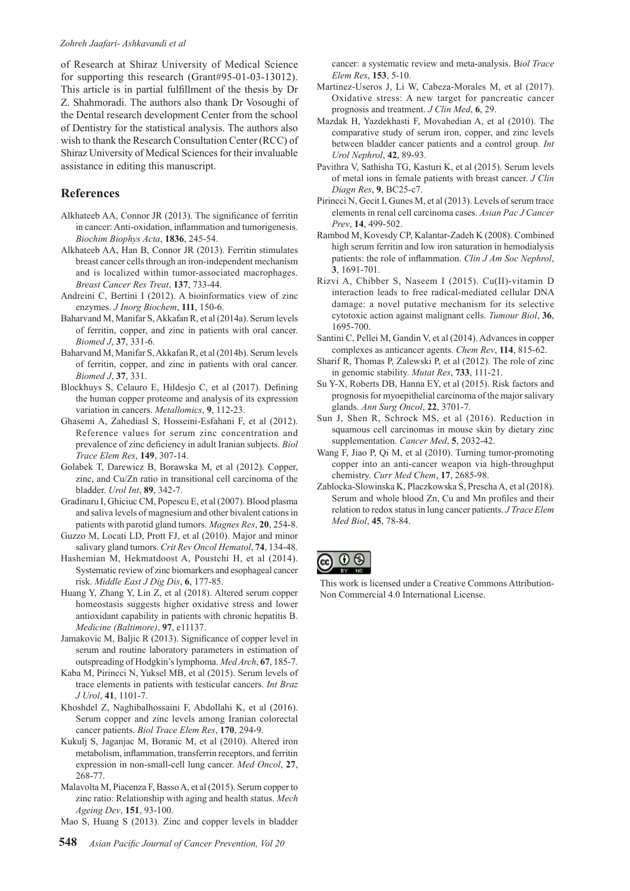of Research at Shiraz University of Medical Science for supporting this research (Grant#95-01-03-13012). This article is in partial fulfillment of the thesis by Dr Z. Shahmoradi. The authors also thank Dr Vosoughi of the Dental research development Center from the school of Dentistry for the statistical analysis. The authors also wish to thank the Research Consultation Center (RCC) of Shiraz University of Medical Sciences for their invaluable assistance in editing this manuscript.

## References

Alkhateeb AA, Connor JR (2013). The significance of ferritin in cancer: Anti-oxidation, inflammation and tumorigenesis. *Biochim Biophys Acta*, **1836**, 245-54.

Alkhateeb AA, Han B, Connor JR (2013). Ferritin stimulates breast cancer cells through an iron-independent mechanism and is localized within tumor-associated macrophages. *Breast Cancer Res Treat*, **137**, 733-44.

Andreini C, Bertini I (2012). A bioinformatics view of zinc enzymes. *J Inorg Biochem*, **111**, 150-6.

Baharvand M, Manifar S, Akkafan R, et al (2014a). Serum levels of ferritin, copper, and zinc in patients with oral cancer. *Biomed J*, **37**, 331-6.

Baharvand M, Manifar S, Akkafan R, et al (2014b). Serum levels of ferritin, copper, and zinc in patients with oral cancer. *Biomed J*, **37**, 331.

Blockhuys S, Celauro E, Hildesjo C, et al (2017). Defining the human copper proteome and analysis of its expression variation in cancers. *Metallomics*, **9**, 112-23.

Ghasemi A, Zahediasl S, Hosseini-Esfahani F, et al (2012). Reference values for serum zinc concentration and prevalence of zinc deficiency in adult Iranian subjects. *Biol Trace Elem Res*, **149**, 307-14.

Golabek T, Darewicz B, Borawska M, et al (2012). Copper, zinc, and Cu/Zn ratio in transitional cell carcinoma of the bladder. *Urol Int*, **89**, 342-7.

Gradinaru I, Ghiciuc CM, Popescu E, et al (2007). Blood plasma and saliva levels of magnesium and other bivalent cations in patients with parotid gland tumors. *Magnes Res*, **20**, 254-8.

Guzzo M, Locati LD, Prott FJ, et al (2010). Major and minor salivary gland tumors. *Crit Rev Oncol Hematol*, **74**, 134-48.

Hashemian M, Hekmatdoost A, Poustchi H, et al (2014). Systematic review of zinc biomarkers and esophageal cancer risk. *Middle East J Dig Dis*, **6**, 177-85.

Huang Y, Zhang Y, Lin Z, et al (2018). Altered serum copper homeostasis suggests higher oxidative stress and lower antioxidant capability in patients with chronic hepatitis B. *Medicine (Baltimore)*, **97**, e11137.

Jamakovic M, Baljic R (2013). Significance of copper level in serum and routine laboratory parameters in estimation of outspreading of Hodgkin's lymphoma. *Med Arch*, **67**, 185-7.

Kaba M, Pirincci N, Yuksel MB, et al (2015). Serum levels of trace elements in patients with testicular cancers. *Int Braz J Urol*, **41**, 1101-7.

Khoshdel Z, Naghibalhossaini F, Abdollahi K, et al (2016). Serum copper and zinc levels among Iranian colorectal cancer patients. *Biol Trace Elem Res*, **170**, 294-9.

Kukulj S, Jaganjac M, Boranic M, et al (2010). Altered iron metabolism, inflammation, transferrin receptors, and ferritin expression in non-small-cell lung cancer. *Med Oncol*, **27**, 268-77.

Malavolta M, Piacenza F, Basso A, et al (2015). Serum copper to zinc ratio: Relationship with aging and health status. *Mech Ageing Dev*, **151**, 93-100.

Mao S, Huang S (2013). Zinc and copper levels in bladder cancer: a systematic review and meta-analysis. B*iol Trace Elem Res*, **153**, 5-10.

Martinez-Useros J, Li W, Cabeza-Morales M, et al (2017). Oxidative stress: A new target for pancreatic cancer prognosis and treatment. *J Clin Med*, **6**, 29.

Mazdak H, Yazdekhasti F, Movahedian A, et al (2010). The comparative study of serum iron, copper, and zinc levels between bladder cancer patients and a control group. *Int Urol Nephrol*, **42**, 89-93.

Pavithra V, Sathisha TG, Kasturi K, et al (2015). Serum levels of metal ions in female patients with breast cancer. *J Clin Diagn Res*, **9**, BC25-c7.

Pirincci N, Gecit I, Gunes M, et al (2013). Levels of serum trace elements in renal cell carcinoma cases. *Asian Pac J Cancer Prev*, **14**, 499-502.

Rambod M, Kovesdy CP, Kalantar-Zadeh K (2008). Combined high serum ferritin and low iron saturation in hemodialysis patients: the role of inflammation. *Clin J Am Soc Nephrol*, **3**, 1691-701.

Rizvi A, Chibber S, Naseem I (2015). Cu(II)-vitamin D interaction leads to free radical-mediated cellular DNA damage: a novel putative mechanism for its selective cytotoxic action against malignant cells. *Tumour Biol*, **36**, 1695-700.

Santini C, Pellei M, Gandin V, et al (2014). Advances in copper complexes as anticancer agents. *Chem Rev*, **114**, 815-62.

Sharif R, Thomas P, Zalewski P, et al (2012). The role of zinc in genomic stability. *Mutat Res*, **733**, 111-21.

Su Y-X, Roberts DB, Hanna EY, et al (2015). Risk factors and prognosis for myoepithelial carcinoma of the major salivary glands. *Ann Surg Oncol*, **22**, 3701-7.

Sun J, Shen R, Schrock MS, et al (2016). Reduction in squamous cell carcinomas in mouse skin by dietary zinc supplementation. *Cancer Med*, **5**, 2032-42.

Wang F, Jiao P, Qi M, et al (2010). Turning tumor-promoting copper into an anti-cancer weapon via high-throughput chemistry. *Curr Med Chem*, **17**, 2685-98.

Zablocka-Slowinska K, Placzkowska S, Prescha A, et al (2018). Serum and whole blood Zn, Cu and Mn profiles and their relation to redox status in lung cancer patients. *J Trace Elem Med Biol*, **45**, 78-84.

This work is licensed under a Creative Commons Attribution-Non Commercial 4.0 International License.